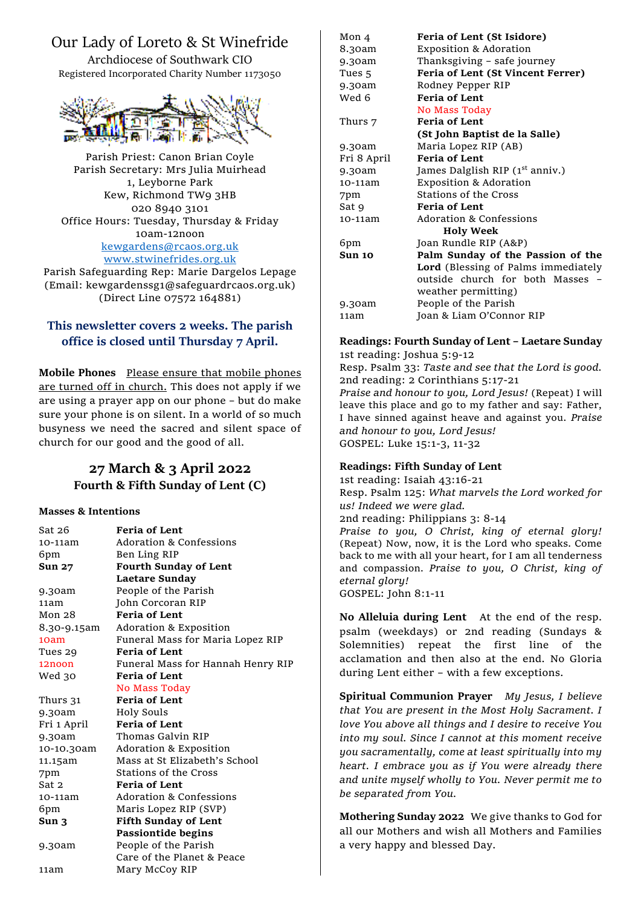# Our Lady of Loreto & St Winefride

Archdiocese of Southwark CIO
Registered Incorporated Charity Number 1173050

Parish Priest: Canon Brian Coyle
Parish Secretary: Mrs Julia Muirhead
1, Leyborne Park
Kew, Richmond TW9 3HB
020 8940 3101
Office Hours: Tuesday, Thursday & Friday
10am-12noon
kewgardens@rcaos.org.uk
www.stwinefrides.org.uk
Parish Safeguarding Rep: Marie Dargelos Lepage
(Email: kewgardenssg1@safeguardrcaos.org.uk)
(Direct Line 07572 164881)

**This newsletter covers 2 weeks. The parish office is closed until Thursday 7 April.**

**Mobile Phones** Please ensure that mobile phones are turned off in church. This does not apply if we are using a prayer app on our phone – but do make sure your phone is on silent. In a world of so much busyness we need the sacred and silent space of church for our good and the good of all.

## 27 March & 3 April 2022
### Fourth & Fifth Sunday of Lent (C)

**Masses & Intentions**

| | |
|---|---|
| Sat 26 | **Feria of Lent** |
| 10-11am | Adoration & Confessions |
| 6pm | Ben Ling RIP |
| **Sun 27** | **Fourth Sunday of Lent Laetare Sunday** |
| 9.30am | People of the Parish |
| 11am | John Corcoran RIP |
| Mon 28 | **Feria of Lent** |
| 8.30-9.15am | Adoration & Exposition |
| 10am | Funeral Mass for Maria Lopez RIP |
| Tues 29 | **Feria of Lent** |
| 12noon | Funeral Mass for Hannah Henry RIP |
| Wed 30 | **Feria of Lent** |
| | No Mass Today |
| Thurs 31 | **Feria of Lent** |
| 9.30am | Holy Souls |
| Fri 1 April | **Feria of Lent** |
| 9.30am | Thomas Galvin RIP |
| 10-10.30am | Adoration & Exposition |
| 11.15am | Mass at St Elizabeth's School |
| 7pm | Stations of the Cross |
| Sat 2 | **Feria of Lent** |
| 10-11am | Adoration & Confessions |
| 6pm | Maris Lopez RIP (SVP) |
| **Sun 3** | **Fifth Sunday of Lent Passiontide begins** |
| 9.30am | People of the Parish Care of the Planet & Peace |
| 11am | Mary McCoy RIP |
| Mon 4 | **Feria of Lent (St Isidore)** |
| 8.30am | Exposition & Adoration |
| 9.30am | Thanksgiving – safe journey |
| Tues 5 | **Feria of Lent (St Vincent Ferrer)** |
| 9.30am | Rodney Pepper RIP |
| Wed 6 | **Feria of Lent** |
| | No Mass Today |
| Thurs 7 | **Feria of Lent (St John Baptist de la Salle)** |
| 9.30am | Maria Lopez RIP (AB) |
| Fri 8 April | **Feria of Lent** |
| 9.30am | James Dalglish RIP (1st anniv.) |
| 10-11am | Exposition & Adoration |
| 7pm | Stations of the Cross |
| Sat 9 | **Feria of Lent** |
| 10-11am | Adoration & Confessions |
| | **Holy Week** |
| 6pm | Joan Rundle RIP (A&P) |
| **Sun 10** | **Palm Sunday of the Passion of the Lord** (Blessing of Palms immediately outside church for both Masses – weather permitting) |
| 9.30am | People of the Parish |
| 11am | Joan & Liam O'Connor RIP |

**Readings: Fourth Sunday of Lent – Laetare Sunday**
1st reading: Joshua 5:9-12
Resp. Psalm 33: *Taste and see that the Lord is good.*
2nd reading: 2 Corinthians 5:17-21
*Praise and honour to you, Lord Jesus!* (Repeat) I will leave this place and go to my father and say: Father, I have sinned against heave and against you. *Praise and honour to you, Lord Jesus!*
GOSPEL: Luke 15:1-3, 11-32

**Readings: Fifth Sunday of Lent**
1st reading: Isaiah 43:16-21
Resp. Psalm 125: *What marvels the Lord worked for us! Indeed we were glad.*
2nd reading: Philippians 3: 8-14
*Praise to you, O Christ, king of eternal glory!* (Repeat) Now, now, it is the Lord who speaks. Come back to me with all your heart, for I am all tenderness and compassion. *Praise to you, O Christ, king of eternal glory!*
GOSPEL: John 8:1-11

**No Alleluia during Lent** At the end of the resp. psalm (weekdays) or 2nd reading (Sundays & Solemnities) repeat the first line of the acclamation and then also at the end. No Gloria during Lent either – with a few exceptions.

**Spiritual Communion Prayer** *My Jesus, I believe that You are present in the Most Holy Sacrament. I love You above all things and I desire to receive You into my soul. Since I cannot at this moment receive you sacramentally, come at least spiritually into my heart. I embrace you as if You were already there and unite myself wholly to You. Never permit me to be separated from You.*

**Mothering Sunday 2022** We give thanks to God for all our Mothers and wish all Mothers and Families a very happy and blessed Day.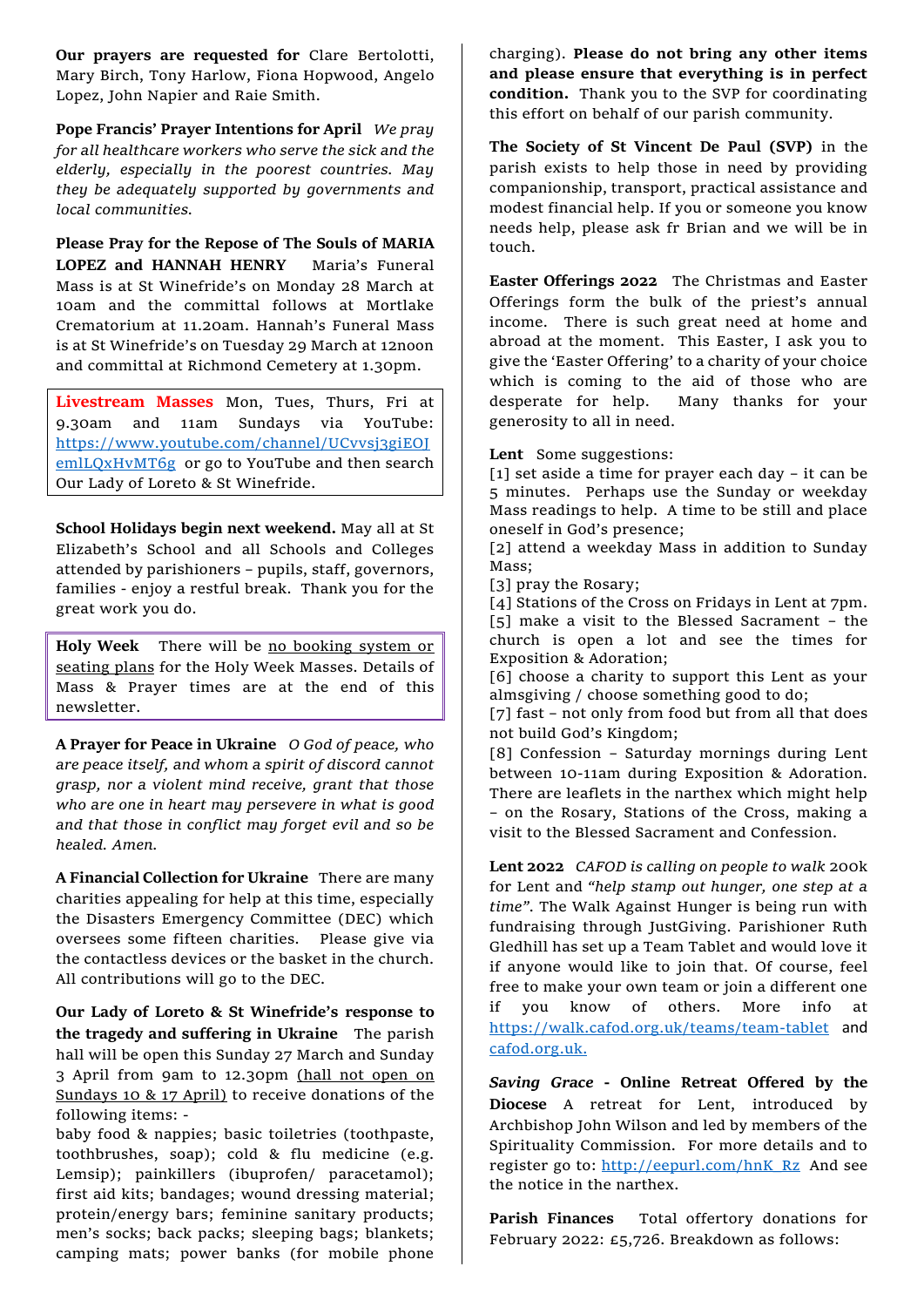**Our prayers are requested for** Clare Bertolotti, Mary Birch, Tony Harlow, Fiona Hopwood, Angelo Lopez, John Napier and Raie Smith.

**Pope Francis' Prayer Intentions for April** *We pray for all healthcare workers who serve the sick and the elderly, especially in the poorest countries. May they be adequately supported by governments and local communities.*

**Please Pray for the Repose of The Souls of MARIA LOPEZ and HANNAH HENRY** Maria's Funeral Mass is at St Winefride's on Monday 28 March at 10am and the committal follows at Mortlake Crematorium at 11.20am. Hannah's Funeral Mass is at St Winefride's on Tuesday 29 March at 12noon and committal at Richmond Cemetery at 1.30pm.

**Livestream Masses** Mon, Tues, Thurs, Fri at 9.30am and 11am Sundays via YouTube: https://www.youtube.com/channel/UCvvsj3giEOJemlLQxHvMT6g or go to YouTube and then search Our Lady of Loreto & St Winefride.

**School Holidays begin next weekend.** May all at St Elizabeth's School and all Schools and Colleges attended by parishioners – pupils, staff, governors, families - enjoy a restful break. Thank you for the great work you do.

**Holy Week** There will be no booking system or seating plans for the Holy Week Masses. Details of Mass & Prayer times are at the end of this newsletter.

**A Prayer for Peace in Ukraine** *O God of peace, who are peace itself, and whom a spirit of discord cannot grasp, nor a violent mind receive, grant that those who are one in heart may persevere in what is good and that those in conflict may forget evil and so be healed. Amen.*

**A Financial Collection for Ukraine** There are many charities appealing for help at this time, especially the Disasters Emergency Committee (DEC) which oversees some fifteen charities. Please give via the contactless devices or the basket in the church. All contributions will go to the DEC.

**Our Lady of Loreto & St Winefride's response to the tragedy and suffering in Ukraine** The parish hall will be open this Sunday 27 March and Sunday 3 April from 9am to 12.30pm (hall not open on Sundays 10 & 17 April) to receive donations of the following items: -
baby food & nappies; basic toiletries (toothpaste, toothbrushes, soap); cold & flu medicine (e.g. Lemsip); painkillers (ibuprofen/ paracetamol); first aid kits; bandages; wound dressing material; protein/energy bars; feminine sanitary products; men's socks; back packs; sleeping bags; blankets; camping mats; power banks (for mobile phone charging). **Please do not bring any other items and please ensure that everything is in perfect condition.** Thank you to the SVP for coordinating this effort on behalf of our parish community.

**The Society of St Vincent De Paul (SVP)** in the parish exists to help those in need by providing companionship, transport, practical assistance and modest financial help. If you or someone you know needs help, please ask fr Brian and we will be in touch.

**Easter Offerings 2022** The Christmas and Easter Offerings form the bulk of the priest's annual income. There is such great need at home and abroad at the moment. This Easter, I ask you to give the 'Easter Offering' to a charity of your choice which is coming to the aid of those who are desperate for help. Many thanks for your generosity to all in need.

**Lent** Some suggestions:
[1] set aside a time for prayer each day – it can be 5 minutes. Perhaps use the Sunday or weekday Mass readings to help. A time to be still and place oneself in God's presence;
[2] attend a weekday Mass in addition to Sunday Mass;
[3] pray the Rosary;
[4] Stations of the Cross on Fridays in Lent at 7pm.
[5] make a visit to the Blessed Sacrament – the church is open a lot and see the times for Exposition & Adoration;
[6] choose a charity to support this Lent as your almsgiving / choose something good to do;
[7] fast – not only from food but from all that does not build God's Kingdom;
[8] Confession – Saturday mornings during Lent between 10-11am during Exposition & Adoration.
There are leaflets in the narthex which might help – on the Rosary, Stations of the Cross, making a visit to the Blessed Sacrament and Confession.

**Lent 2022** *CAFOD is calling on people to walk* 200k for Lent and *"help stamp out hunger, one step at a time"*. The Walk Against Hunger is being run with fundraising through JustGiving. Parishioner Ruth Gledhill has set up a Team Tablet and would love it if anyone would like to join that. Of course, feel free to make your own team or join a different one if you know of others. More info at https://walk.cafod.org.uk/teams/team-tablet and cafod.org.uk.

***Saving Grace* - Online Retreat Offered by the Diocese** A retreat for Lent, introduced by Archbishop John Wilson and led by members of the Spirituality Commission. For more details and to register go to: http://eepurl.com/hnK_Rz And see the notice in the narthex.

**Parish Finances** Total offertory donations for February 2022: £5,726. Breakdown as follows: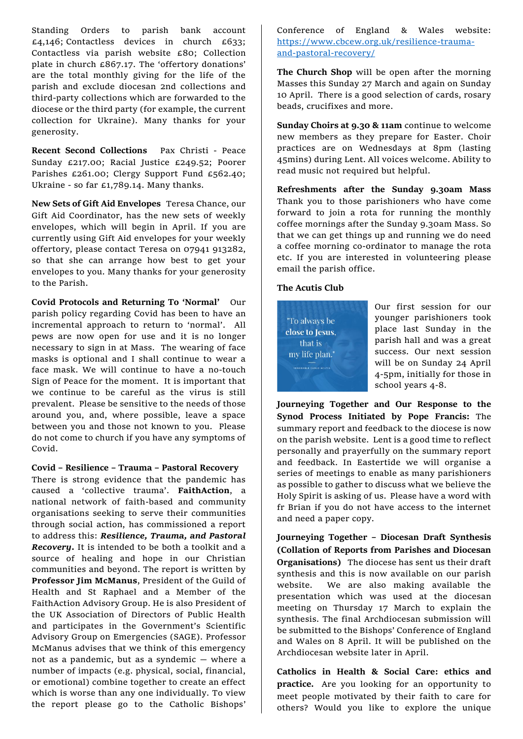Standing Orders to parish bank account £4,146; Contactless devices in church £633; Contactless via parish website £80; Collection plate in church £867.17. The 'offertory donations' are the total monthly giving for the life of the parish and exclude diocesan 2nd collections and third-party collections which are forwarded to the diocese or the third party (for example, the current collection for Ukraine). Many thanks for your generosity.

**Recent Second Collections** Pax Christi - Peace Sunday £217.00; Racial Justice £249.52; Poorer Parishes £261.00; Clergy Support Fund £562.40; Ukraine - so far £1,789.14. Many thanks.

**New Sets of Gift Aid Envelopes** Teresa Chance, our Gift Aid Coordinator, has the new sets of weekly envelopes, which will begin in April. If you are currently using Gift Aid envelopes for your weekly offertory, please contact Teresa on 07941 913282, so that she can arrange how best to get your envelopes to you. Many thanks for your generosity to the Parish.

**Covid Protocols and Returning To 'Normal'** Our parish policy regarding Covid has been to have an incremental approach to return to 'normal'. All pews are now open for use and it is no longer necessary to sign in at Mass. The wearing of face masks is optional and I shall continue to wear a face mask. We will continue to have a no-touch Sign of Peace for the moment. It is important that we continue to be careful as the virus is still prevalent. Please be sensitive to the needs of those around you, and, where possible, leave a space between you and those not known to you. Please do not come to church if you have any symptoms of Covid.

**Covid – Resilience – Trauma – Pastoral Recovery** There is strong evidence that the pandemic has caused a 'collective trauma'. **FaithAction**, a national network of faith-based and community organisations seeking to serve their communities through social action, has commissioned a report to address this: ***Resilience, Trauma, and Pastoral Recovery***. It is intended to be both a toolkit and a source of healing and hope in our Christian communities and beyond. The report is written by **Professor Jim McManus**, President of the Guild of Health and St Raphael and a Member of the FaithAction Advisory Group. He is also President of the UK Association of Directors of Public Health and participates in the Government's Scientific Advisory Group on Emergencies (SAGE). Professor McManus advises that we think of this emergency not as a pandemic, but as a syndemic — where a number of impacts (e.g. physical, social, financial, or emotional) combine together to create an effect which is worse than any one individually. To view the report please go to the Catholic Bishops' Conference of England & Wales website: https://www.cbcew.org.uk/resilience-trauma-and-pastoral-recovery/

**The Church Shop** will be open after the morning Masses this Sunday 27 March and again on Sunday 10 April. There is a good selection of cards, rosary beads, crucifixes and more.

**Sunday Choirs at 9.30 & 11am** continue to welcome new members as they prepare for Easter. Choir practices are on Wednesdays at 8pm (lasting 45mins) during Lent. All voices welcome. Ability to read music not required but helpful.

**Refreshments after the Sunday 9.30am Mass** Thank you to those parishioners who have come forward to join a rota for running the monthly coffee mornings after the Sunday 9.30am Mass. So that we can get things up and running we do need a coffee morning co-ordinator to manage the rota etc. If you are interested in volunteering please email the parish office.

**The Acutis Club**

"To always be close to Jesus, that is my life plan." VENERABLE CARLO ACUTIS

Our first session for our younger parishioners took place last Sunday in the parish hall and was a great success. Our next session will be on Sunday 24 April 4-5pm, initially for those in school years 4-8.

**Journeying Together and Our Response to the Synod Process Initiated by Pope Francis:** The summary report and feedback to the diocese is now on the parish website. Lent is a good time to reflect personally and prayerfully on the summary report and feedback. In Eastertide we will organise a series of meetings to enable as many parishioners as possible to gather to discuss what we believe the Holy Spirit is asking of us. Please have a word with fr Brian if you do not have access to the internet and need a paper copy.

**Journeying Together – Diocesan Draft Synthesis (Collation of Reports from Parishes and Diocesan Organisations)** The diocese has sent us their draft synthesis and this is now available on our parish website. We are also making available the presentation which was used at the diocesan meeting on Thursday 17 March to explain the synthesis. The final Archdiocesan submission will be submitted to the Bishops' Conference of England and Wales on 8 April. It will be published on the Archdiocesan website later in April.

**Catholics in Health & Social Care: ethics and practice.** Are you looking for an opportunity to meet people motivated by their faith to care for others? Would you like to explore the unique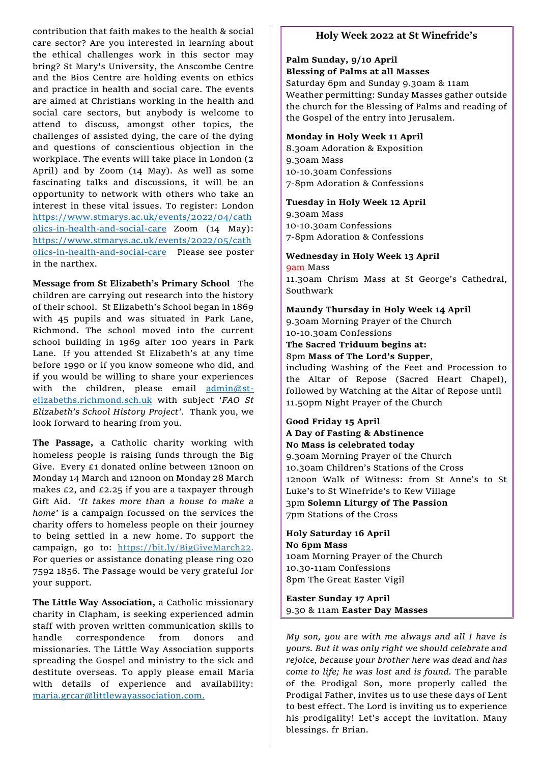contribution that faith makes to the health & social care sector? Are you interested in learning about the ethical challenges work in this sector may bring? St Mary's University, the Anscombe Centre and the Bios Centre are holding events on ethics and practice in health and social care. The events are aimed at Christians working in the health and social care sectors, but anybody is welcome to attend to discuss, amongst other topics, the challenges of assisted dying, the care of the dying and questions of conscientious objection in the workplace. The events will take place in London (2 April) and by Zoom (14 May). As well as some fascinating talks and discussions, it will be an opportunity to network with others who take an interest in these vital issues. To register: London https://www.stmarys.ac.uk/events/2022/04/catholics-in-health-and-social-care Zoom (14 May): https://www.stmarys.ac.uk/events/2022/05/catholics-in-health-and-social-care Please see poster in the narthex.

**Message from St Elizabeth's Primary School** The children are carrying out research into the history of their school. St Elizabeth's School began in 1869 with 45 pupils and was situated in Park Lane, Richmond. The school moved into the current school building in 1969 after 100 years in Park Lane. If you attended St Elizabeth's at any time before 1990 or if you know someone who did, and if you would be willing to share your experiences with the children, please email admin@st-elizabeths.richmond.sch.uk with subject '*FAO St Elizabeth's School History Project'*. Thank you, we look forward to hearing from you.

**The Passage,** a Catholic charity working with homeless people is raising funds through the Big Give. Every £1 donated online between 12noon on Monday 14 March and 12noon on Monday 28 March makes £2, and £2.25 if you are a taxpayer through Gift Aid. *'It takes more than a house to make a home'* is a campaign focussed on the services the charity offers to homeless people on their journey to being settled in a new home. To support the campaign, go to: https://bit.ly/BigGiveMarch22. For queries or assistance donating please ring 020 7592 1856. The Passage would be very grateful for your support.

**The Little Way Association,** a Catholic missionary charity in Clapham, is seeking experienced admin staff with proven written communication skills to handle correspondence from donors and missionaries. The Little Way Association supports spreading the Gospel and ministry to the sick and destitute overseas. To apply please email Maria with details of experience and availability: maria.grcar@littlewayassociation.com.

## Holy Week 2022 at St Winefride's

**Palm Sunday, 9/10 April**
**Blessing of Palms at all Masses**
Saturday 6pm and Sunday 9.30am & 11am
Weather permitting: Sunday Masses gather outside the church for the Blessing of Palms and reading of the Gospel of the entry into Jerusalem.

**Monday in Holy Week 11 April**
8.30am Adoration & Exposition
9.30am Mass
10-10.30am Confessions
7-8pm Adoration & Confessions

**Tuesday in Holy Week 12 April**
9.30am Mass
10-10.30am Confessions
7-8pm Adoration & Confessions

**Wednesday in Holy Week 13 April**
9am Mass
11.30am Chrism Mass at St George's Cathedral, Southwark

**Maundy Thursday in Holy Week 14 April**
9.30am Morning Prayer of the Church
10-10.30am Confessions
**The Sacred Triduum begins at:**
8pm **Mass of The Lord's Supper**,
including Washing of the Feet and Procession to the Altar of Repose (Sacred Heart Chapel), followed by Watching at the Altar of Repose until 11.50pm Night Prayer of the Church

**Good Friday 15 April**
**A Day of Fasting & Abstinence**
**No Mass is celebrated today**
9.30am Morning Prayer of the Church
10.30am Children's Stations of the Cross
12noon Walk of Witness: from St Anne's to St Luke's to St Winefride's to Kew Village
3pm **Solemn Liturgy of The Passion**
7pm Stations of the Cross

**Holy Saturday 16 April**
**No 6pm Mass**
10am Morning Prayer of the Church
10.30-11am Confessions
8pm The Great Easter Vigil

**Easter Sunday 17 April**
9.30 & 11am **Easter Day Masses**

*My son, you are with me always and all I have is yours. But it was only right we should celebrate and rejoice, because your brother here was dead and has come to life; he was lost and is found.* The parable of the Prodigal Son, more properly called the Prodigal Father, invites us to use these days of Lent to best effect. The Lord is inviting us to experience his prodigality! Let's accept the invitation. Many blessings. fr Brian.